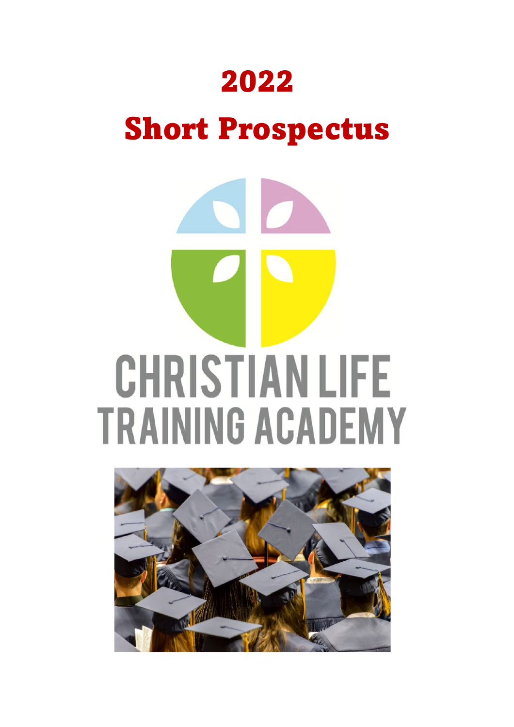# 2022

# Short Prospectus

CHRISTIAN LIFE TRAINING ACADEMY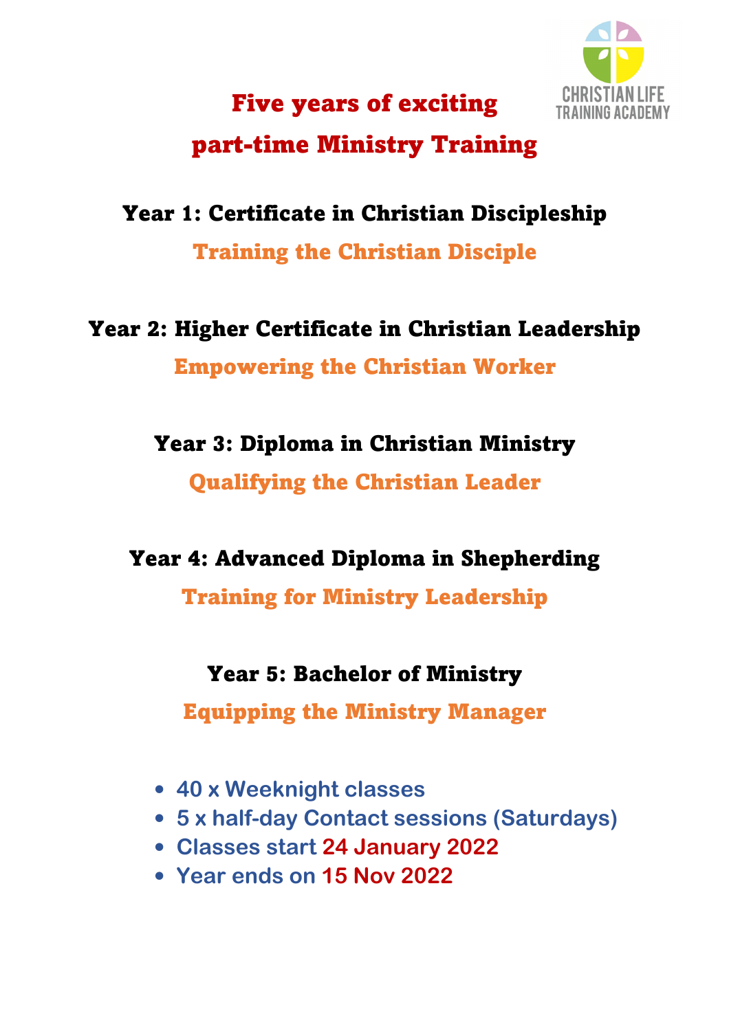# Five years of exciting part-time Ministry Training

CHRISTIAN LIFE TRAINING ACADEMY

## Year 1: Certificate in Christian Discipleship

**Training the Christian Disciple**

## Year 2: Higher Certificate in Christian Leadership

**Empowering the Christian Worker**

## Year 3: Diploma in Christian Ministry

**Qualifying the Christian Leader**

## Year 4: Advanced Diploma in Shepherding

**Training for Ministry Leadership**

## Year 5: Bachelor of Ministry

**Equipping the Ministry Manager**

- 40 x Weeknight classes
- 5 x half-day Contact sessions (Saturdays)
- Classes start 24 January 2022
- Year ends on 15 Nov 2022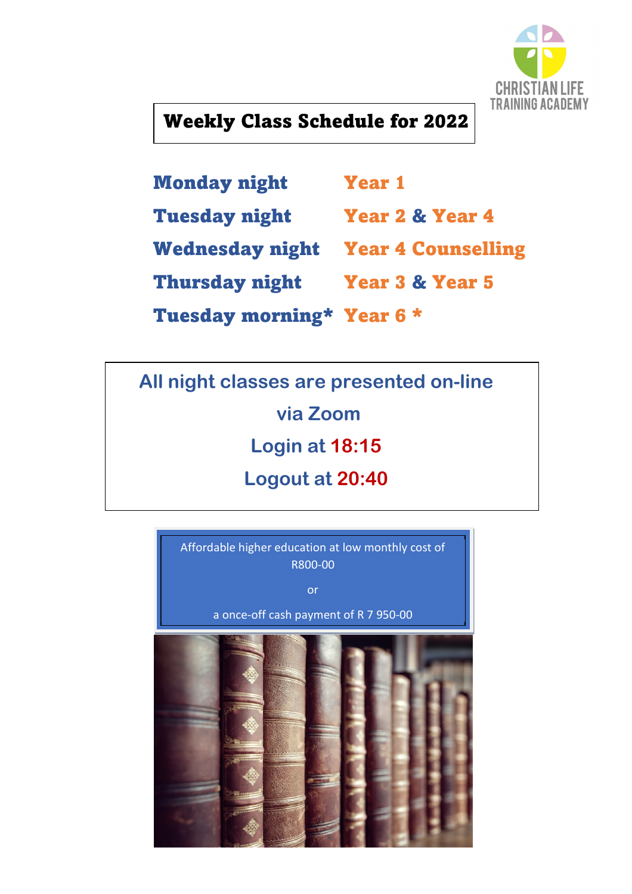CHRISTIAN LIFE TRAINING ACADEMY

# Weekly Class Schedule for 2022

| | |
|---|---|
| **Monday night** | **Year 1** |
| **Tuesday night** | **Year 2 & Year 4** |
| **Wednesday night** | **Year 4 Counselling** |
| **Thursday night** | **Year 3 & Year 5** |
| **Tuesday morning*** | **Year 6 *** |

**All night classes are presented on-line via Zoom**

**Login at 18:15**

**Logout at 20:40**

Affordable higher education at low monthly cost of R800-00

or

a once-off cash payment of R 7 950-00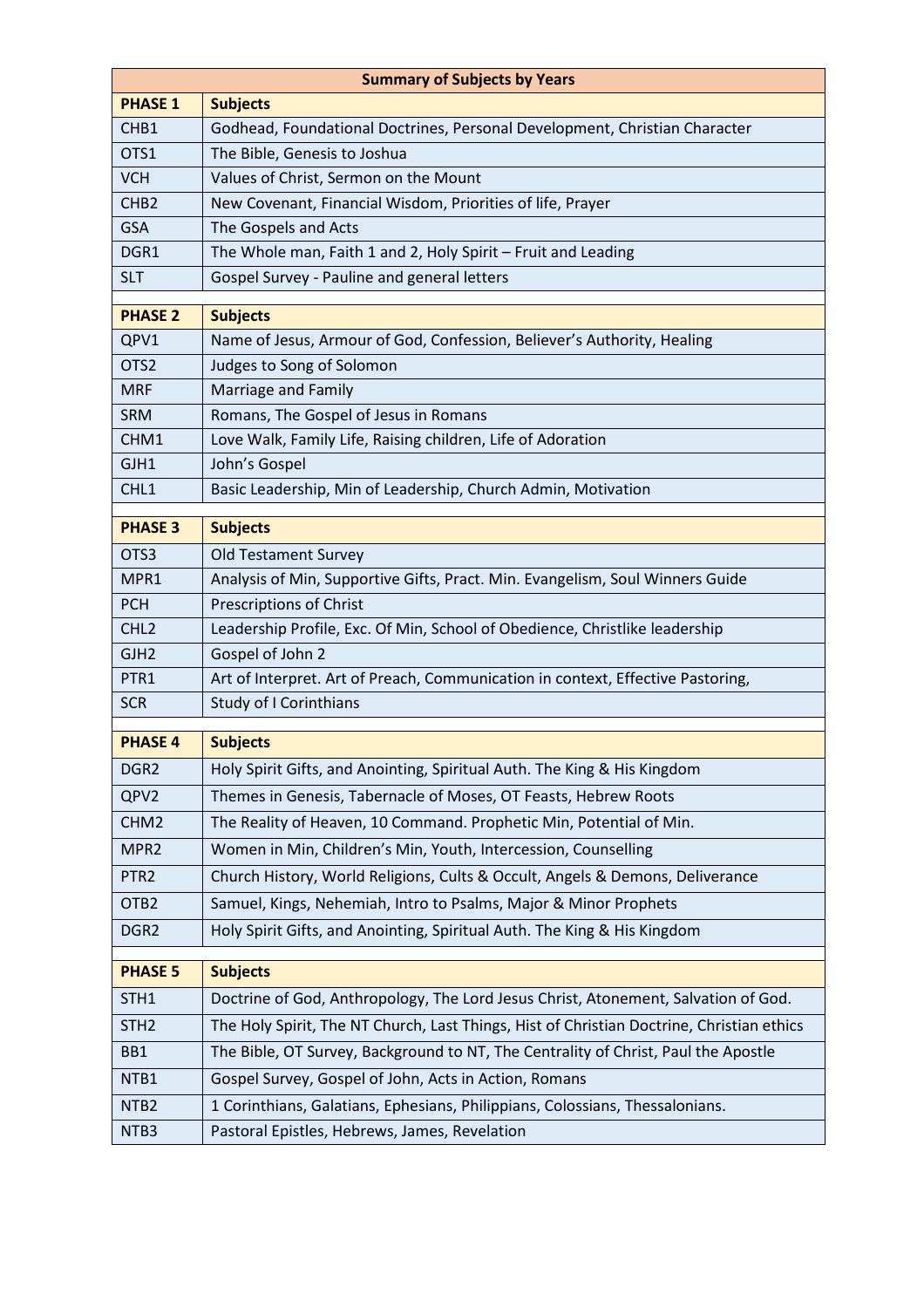| Summary of Subjects by Years | |
|---|---|
| **PHASE 1** | **Subjects** |
| CHB1 | Godhead, Foundational Doctrines, Personal Development, Christian Character |
| OTS1 | The Bible, Genesis to Joshua |
| VCH | Values of Christ, Sermon on the Mount |
| CHB2 | New Covenant, Financial Wisdom, Priorities of life, Prayer |
| GSA | The Gospels and Acts |
| DGR1 | The Whole man, Faith 1 and 2, Holy Spirit – Fruit and Leading |
| SLT | Gospel Survey - Pauline and general letters |
| | |
| **PHASE 2** | **Subjects** |
| QPV1 | Name of Jesus, Armour of God, Confession, Believer's Authority, Healing |
| OTS2 | Judges to Song of Solomon |
| MRF | Marriage and Family |
| SRM | Romans, The Gospel of Jesus in Romans |
| CHM1 | Love Walk, Family Life, Raising children, Life of Adoration |
| GJH1 | John's Gospel |
| CHL1 | Basic Leadership, Min of Leadership, Church Admin, Motivation |
| | |
| **PHASE 3** | **Subjects** |
| OTS3 | Old Testament Survey |
| MPR1 | Analysis of Min, Supportive Gifts, Pract. Min. Evangelism, Soul Winners Guide |
| PCH | Prescriptions of Christ |
| CHL2 | Leadership Profile, Exc. Of Min, School of Obedience, Christlike leadership |
| GJH2 | Gospel of John 2 |
| PTR1 | Art of Interpret. Art of Preach, Communication in context, Effective Pastoring, |
| SCR | Study of I Corinthians |
| | |
| **PHASE 4** | **Subjects** |
| DGR2 | Holy Spirit Gifts, and Anointing, Spiritual Auth. The King & His Kingdom |
| QPV2 | Themes in Genesis, Tabernacle of Moses, OT Feasts, Hebrew Roots |
| CHM2 | The Reality of Heaven, 10 Command. Prophetic Min, Potential of Min. |
| MPR2 | Women in Min, Children's Min, Youth, Intercession, Counselling |
| PTR2 | Church History, World Religions, Cults & Occult, Angels & Demons, Deliverance |
| OTB2 | Samuel, Kings, Nehemiah, Intro to Psalms, Major & Minor Prophets |
| DGR2 | Holy Spirit Gifts, and Anointing, Spiritual Auth. The King & His Kingdom |
| | |
| **PHASE 5** | **Subjects** |
| STH1 | Doctrine of God, Anthropology, The Lord Jesus Christ, Atonement, Salvation of God. |
| STH2 | The Holy Spirit, The NT Church, Last Things, Hist of Christian Doctrine, Christian ethics |
| BB1 | The Bible, OT Survey, Background to NT, The Centrality of Christ, Paul the Apostle |
| NTB1 | Gospel Survey, Gospel of John, Acts in Action, Romans |
| NTB2 | 1 Corinthians, Galatians, Ephesians, Philippians, Colossians, Thessalonians. |
| NTB3 | Pastoral Epistles, Hebrews, James, Revelation |